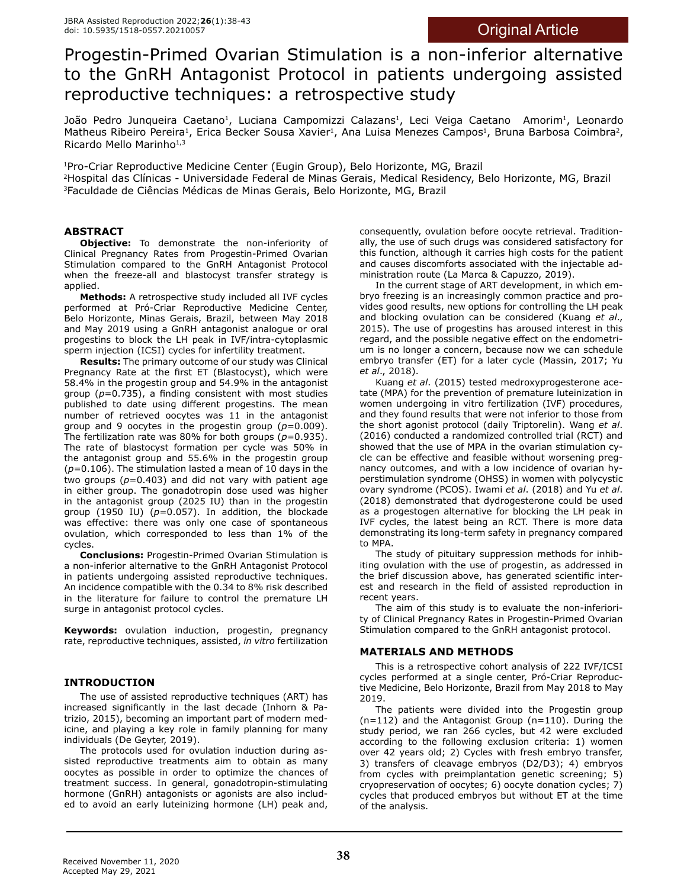Original Article

# Progestin-Primed Ovarian Stimulation is a non-inferior alternative to the GnRH Antagonist Protocol in patients undergoing assisted reproductive techniques: a retrospective study

João Pedro Junqueira Caetano[1], Luciana Campomizzi Calazans[1], Leci Veiga Caetano Amorim[1], Leonardo Matheus Ribeiro Pereira[1], Erica Becker Sousa Xavier[1], Ana Luisa Menezes Campos[1], Bruna Barbosa Coimbra[2], Ricardo Mello Marinho[1,3]

[1]Pro-Criar Reproductive Medicine Center (Eugin Group), Belo Horizonte, MG, Brazil
[2]Hospital das Clínicas - Universidade Federal de Minas Gerais, Medical Residency, Belo Horizonte, MG, Brazil
[3]Faculdade de Ciências Médicas de Minas Gerais, Belo Horizonte, MG, Brazil

## ABSTRACT

**Objective:** To demonstrate the non-inferiority of Clinical Pregnancy Rates from Progestin-Primed Ovarian Stimulation compared to the GnRH Antagonist Protocol when the freeze-all and blastocyst transfer strategy is applied.

**Methods:** A retrospective study included all IVF cycles performed at Pró-Criar Reproductive Medicine Center, Belo Horizonte, Minas Gerais, Brazil, between May 2018 and May 2019 using a GnRH antagonist analogue or oral progestins to block the LH peak in IVF/intra-cytoplasmic sperm injection (ICSI) cycles for infertility treatment.

**Results:** The primary outcome of our study was Clinical Pregnancy Rate at the first ET (Blastocyst), which were 58.4% in the progestin group and 54.9% in the antagonist group ($p$=0.735), a finding consistent with most studies published to date using different progestins. The mean number of retrieved oocytes was 11 in the antagonist group and 9 oocytes in the progestin group ($p$=0.009). The fertilization rate was 80% for both groups ($p$=0.935). The rate of blastocyst formation per cycle was 50% in the antagonist group and 55.6% in the progestin group ($p$=0.106). The stimulation lasted a mean of 10 days in the two groups ($p$=0.403) and did not vary with patient age in either group. The gonadotropin dose used was higher in the antagonist group (2025 IU) than in the progestin group (1950 IU) ($p$=0.057). In addition, the blockade was effective: there was only one case of spontaneous ovulation, which corresponded to less than 1% of the cycles.

**Conclusions:** Progestin-Primed Ovarian Stimulation is a non-inferior alternative to the GnRH Antagonist Protocol in patients undergoing assisted reproductive techniques. An incidence compatible with the 0.34 to 8% risk described in the literature for failure to control the premature LH surge in antagonist protocol cycles.

**Keywords:** ovulation induction, progestin, pregnancy rate, reproductive techniques, assisted, *in vitro* fertilization

## INTRODUCTION

The use of assisted reproductive techniques (ART) has increased significantly in the last decade (Inhorn & Patrizio, 2015), becoming an important part of modern medicine, and playing a key role in family planning for many individuals (De Geyter, 2019).

The protocols used for ovulation induction during assisted reproductive treatments aim to obtain as many oocytes as possible in order to optimize the chances of treatment success. In general, gonadotropin-stimulating hormone (GnRH) antagonists or agonists are also included to avoid an early luteinizing hormone (LH) peak and, consequently, ovulation before oocyte retrieval. Traditionally, the use of such drugs was considered satisfactory for this function, although it carries high costs for the patient and causes discomforts associated with the injectable administration route (La Marca & Capuzzo, 2019).

In the current stage of ART development, in which embryo freezing is an increasingly common practice and provides good results, new options for controlling the LH peak and blocking ovulation can be considered (Kuang *et al*., 2015). The use of progestins has aroused interest in this regard, and the possible negative effect on the endometrium is no longer a concern, because now we can schedule embryo transfer (ET) for a later cycle (Massin, 2017; Yu *et al*., 2018).

Kuang *et al*. (2015) tested medroxyprogesterone acetate (MPA) for the prevention of premature luteinization in women undergoing in vitro fertilization (IVF) procedures, and they found results that were not inferior to those from the short agonist protocol (daily Triptorelin). Wang *et al*. (2016) conducted a randomized controlled trial (RCT) and showed that the use of MPA in the ovarian stimulation cycle can be effective and feasible without worsening pregnancy outcomes, and with a low incidence of ovarian hyperstimulation syndrome (OHSS) in women with polycystic ovary syndrome (PCOS). Iwami *et al*. (2018) and Yu *et al*. (2018) demonstrated that dydrogesterone could be used as a progestogen alternative for blocking the LH peak in IVF cycles, the latest being an RCT. There is more data demonstrating its long-term safety in pregnancy compared to MPA.

The study of pituitary suppression methods for inhibiting ovulation with the use of progestin, as addressed in the brief discussion above, has generated scientific interest and research in the field of assisted reproduction in recent years.

The aim of this study is to evaluate the non-inferiority of Clinical Pregnancy Rates in Progestin-Primed Ovarian Stimulation compared to the GnRH antagonist protocol.

## MATERIALS AND METHODS

This is a retrospective cohort analysis of 222 IVF/ICSI cycles performed at a single center, Pró-Criar Reproductive Medicine, Belo Horizonte, Brazil from May 2018 to May 2019.

The patients were divided into the Progestin group (n=112) and the Antagonist Group (n=110). During the study period, we ran 266 cycles, but 42 were excluded according to the following exclusion criteria: 1) women over 42 years old; 2) Cycles with fresh embryo transfer, 3) transfers of cleavage embryos (D2/D3); 4) embryos from cycles with preimplantation genetic screening; 5) cryopreservation of oocytes; 6) oocyte donation cycles; 7) cycles that produced embryos but without ET at the time of the analysis.

Received November 11, 2020
Accepted May 29, 2021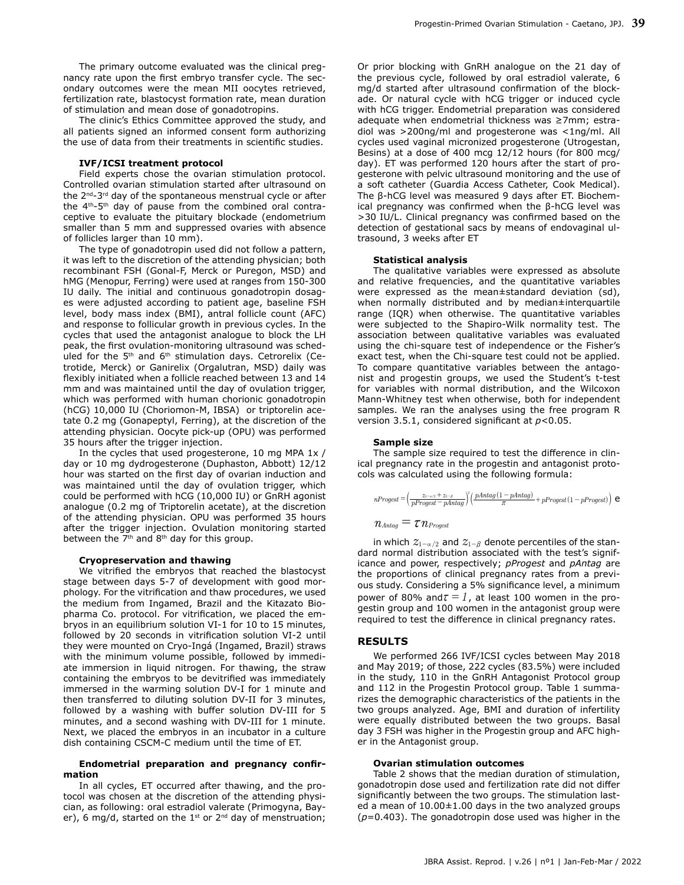The primary outcome evaluated was the clinical pregnancy rate upon the first embryo transfer cycle. The secondary outcomes were the mean MII oocytes retrieved, fertilization rate, blastocyst formation rate, mean duration of stimulation and mean dose of gonadotropins.

The clinic's Ethics Committee approved the study, and all patients signed an informed consent form authorizing the use of data from their treatments in scientific studies.

### IVF/ICSI treatment protocol

Field experts chose the ovarian stimulation protocol. Controlled ovarian stimulation started after ultrasound on the 2nd-3rd day of the spontaneous menstrual cycle or after the 4th-5th day of pause from the combined oral contraceptive to evaluate the pituitary blockade (endometrium smaller than 5 mm and suppressed ovaries with absence of follicles larger than 10 mm).

The type of gonadotropin used did not follow a pattern, it was left to the discretion of the attending physician; both recombinant FSH (Gonal-F, Merck or Puregon, MSD) and hMG (Menopur, Ferring) were used at ranges from 150-300 IU daily. The initial and continuous gonadotropin dosages were adjusted according to patient age, baseline FSH level, body mass index (BMI), antral follicle count (AFC) and response to follicular growth in previous cycles. In the cycles that used the antagonist analogue to block the LH peak, the first ovulation-monitoring ultrasound was scheduled for the 5th and 6th stimulation days. Cetrorelix (Cetrotide, Merck) or Ganirelix (Orgalutran, MSD) daily was flexibly initiated when a follicle reached between 13 and 14 mm and was maintained until the day of ovulation trigger, which was performed with human chorionic gonadotropin (hCG) 10,000 IU (Choriomon-M, IBSA) or triptorelin acetate 0.2 mg (Gonapeptyl, Ferring), at the discretion of the attending physician. Oocyte pick-up (OPU) was performed 35 hours after the trigger injection.

In the cycles that used progesterone, 10 mg MPA 1x / day or 10 mg dydrogesterone (Duphaston, Abbott) 12/12 hour was started on the first day of ovarian induction and was maintained until the day of ovulation trigger, which could be performed with hCG (10,000 IU) or GnRH agonist analogue (0.2 mg of Triptorelin acetate), at the discretion of the attending physician. OPU was performed 35 hours after the trigger injection. Ovulation monitoring started between the 7th and 8th day for this group.

### Cryopreservation and thawing

We vitrified the embryos that reached the blastocyst stage between days 5-7 of development with good morphology. For the vitrification and thaw procedures, we used the medium from Ingamed, Brazil and the Kitazato Biopharma Co. protocol. For vitrification, we placed the embryos in an equilibrium solution VI-1 for 10 to 15 minutes, followed by 20 seconds in vitrification solution VI-2 until they were mounted on Cryo-Ingá (Ingamed, Brazil) straws with the minimum volume possible, followed by immediate immersion in liquid nitrogen. For thawing, the straw containing the embryos to be devitrified was immediately immersed in the warming solution DV-I for 1 minute and then transferred to diluting solution DV-II for 3 minutes, followed by a washing with buffer solution DV-III for 5 minutes, and a second washing with DV-III for 1 minute. Next, we placed the embryos in an incubator in a culture dish containing CSCM-C medium until the time of ET.

### Endometrial preparation and pregnancy confirmation

In all cycles, ET occurred after thawing, and the protocol was chosen at the discretion of the attending physician, as following: oral estradiol valerate (Primogyna, Bayer), 6 mg/d, started on the 1st or 2nd day of menstruation; Or prior blocking with GnRH analogue on the 21 day of the previous cycle, followed by oral estradiol valerate, 6 mg/d started after ultrasound confirmation of the blockade. Or natural cycle with hCG trigger or induced cycle with hCG trigger. Endometrial preparation was considered adequate when endometrial thickness was ≥7mm; estradiol was >200ng/ml and progesterone was <1ng/ml. All cycles used vaginal micronized progesterone (Utrogestan, Besins) at a dose of 400 mcg 12/12 hours (for 800 mcg/day). ET was performed 120 hours after the start of progesterone with pelvic ultrasound monitoring and the use of a soft catheter (Guardia Access Catheter, Cook Medical). The β-hCG level was measured 9 days after ET. Biochemical pregnancy was confirmed when the β-hCG level was >30 IU/L. Clinical pregnancy was confirmed based on the detection of gestational sacs by means of endovaginal ultrasound, 3 weeks after ET

### Statistical analysis

The qualitative variables were expressed as absolute and relative frequencies, and the quantitative variables were expressed as the mean±standard deviation (sd), when normally distributed and by median±interquartile range (IQR) when otherwise. The quantitative variables were subjected to the Shapiro-Wilk normality test. The association between qualitative variables was evaluated using the chi-square test of independence or the Fisher's exact test, when the Chi-square test could not be applied. To compare quantitative variables between the antagonist and progestin groups, we used the Student's t-test for variables with normal distribution, and the Wilcoxon Mann-Whitney test when otherwise, both for independent samples. We ran the analyses using the free program R version 3.5.1, considered significant at $p<0.05$.

### Sample size

The sample size required to test the difference in clinical pregnancy rate in the progestin and antagonist protocols was calculated using the following formula:

$$nProgest = \left(\frac{z_{1-\alpha/2} + z_{1-\beta}}{pProgest - pAntag}\right)^2 \left(\frac{pAntag\,(1-pAntag)}{\pi} + pProgest\,(1-pProgest)\right) \text{ e}$$

$$n_{Antag} = \tau\, n_{Progest}$$

in which $z_{1-\alpha/2}$ and $z_{1-\beta}$ denote percentiles of the standard normal distribution associated with the test's significance and power, respectively; *pProgest* and *pAntag* are the proportions of clinical pregnancy rates from a previous study. Considering a 5% significance level, a minimum power of 80% and $\tau = 1$, at least 100 women in the progestin group and 100 women in the antagonist group were required to test the difference in clinical pregnancy rates.

## RESULTS

We performed 266 IVF/ICSI cycles between May 2018 and May 2019; of those, 222 cycles (83.5%) were included in the study, 110 in the GnRH Antagonist Protocol group and 112 in the Progestin Protocol group. Table 1 summarizes the demographic characteristics of the patients in the two groups analyzed. Age, BMI and duration of infertility were equally distributed between the two groups. Basal day 3 FSH was higher in the Progestin group and AFC higher in the Antagonist group.

### Ovarian stimulation outcomes

Table 2 shows that the median duration of stimulation, gonadotropin dose used and fertilization rate did not differ significantly between the two groups. The stimulation lasted a mean of 10.00±1.00 days in the two analyzed groups ($p$=0.403). The gonadotropin dose used was higher in the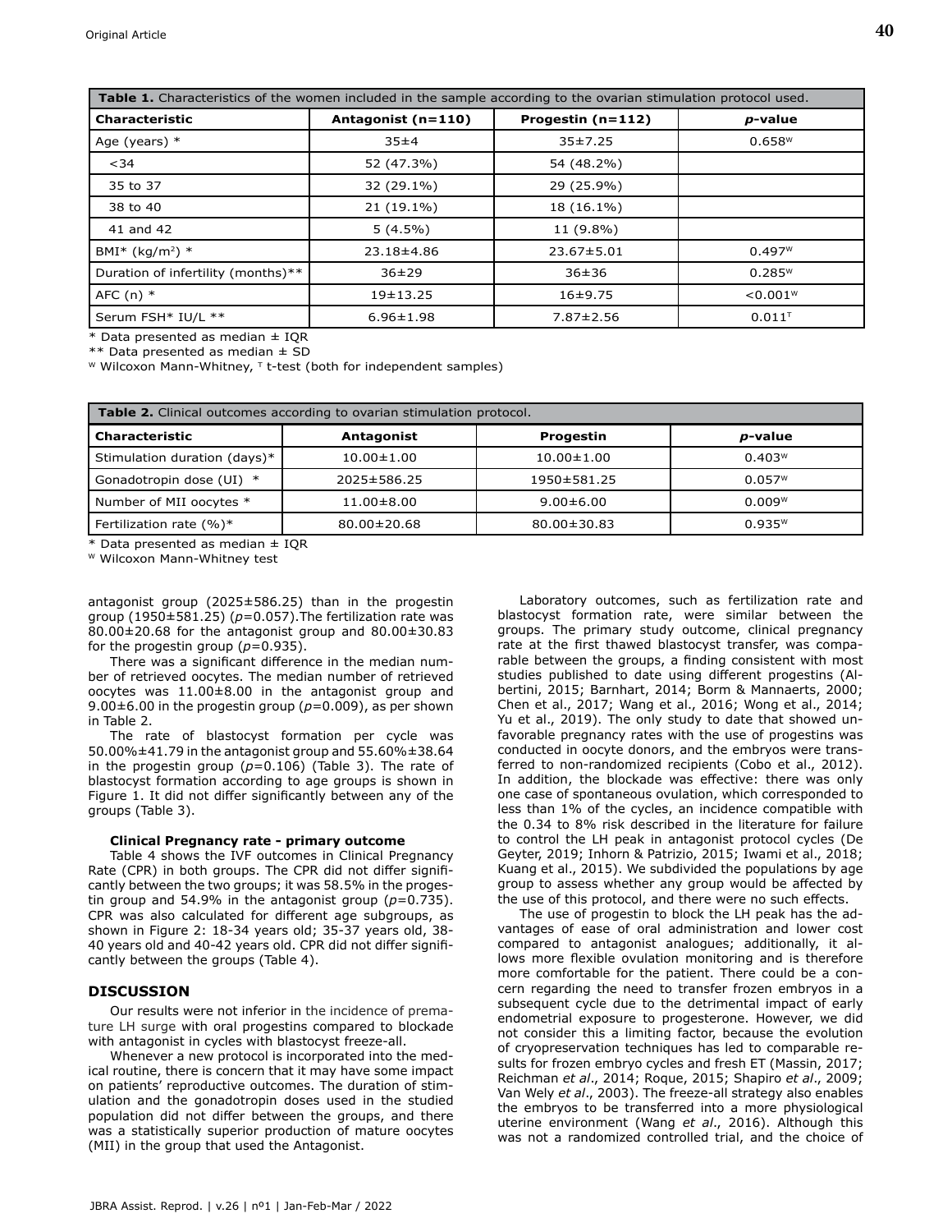| **Table 1.** Characteristics of the women included in the sample according to the ovarian stimulation protocol used. | | | |
|---|---|---|---|
| **Characteristic** | **Antagonist (n=110)** | **Progestin (n=112)** | ***p*-value** |
| Age (years) * | 35±4 | 35±7.25 | 0.658[W] |
| <34 | 52 (47.3%) | 54 (48.2%) | |
| 35 to 37 | 32 (29.1%) | 29 (25.9%) | |
| 38 to 40 | 21 (19.1%) | 18 (16.1%) | |
| 41 and 42 | 5 (4.5%) | 11 (9.8%) | |
| BMI* (kg/m$^2$) * | 23.18±4.86 | 23.67±5.01 | 0.497[W] |
| Duration of infertility (months)** | 36±29 | 36±36 | 0.285[W] |
| AFC (n) * | 19±13.25 | 16±9.75 | <0.001[W] |
| Serum FSH* IU/L ** | 6.96±1.98 | 7.87±2.56 | 0.011[T] |

\* Data presented as median ± IQR
** Data presented as median ± SD
[W] Wilcoxon Mann-Whitney, [T] t-test (both for independent samples)

| **Table 2.** Clinical outcomes according to ovarian stimulation protocol. | | | |
|---|---|---|---|
| **Characteristic** | **Antagonist** | **Progestin** | ***p*-value** |
| Stimulation duration (days)* | 10.00±1.00 | 10.00±1.00 | 0.403[W] |
| Gonadotropin dose (UI) * | 2025±586.25 | 1950±581.25 | 0.057[W] |
| Number of MII oocytes * | 11.00±8.00 | 9.00±6.00 | 0.009[W] |
| Fertilization rate (%)* | 80.00±20.68 | 80.00±30.83 | 0.935[W] |

\* Data presented as median ± IQR
[W] Wilcoxon Mann-Whitney test

antagonist group (2025±586.25) than in the progestin group (1950±581.25) (*p*=0.057).The fertilization rate was 80.00±20.68 for the antagonist group and 80.00±30.83 for the progestin group (*p*=0.935).

There was a significant difference in the median number of retrieved oocytes. The median number of retrieved oocytes was 11.00±8.00 in the antagonist group and 9.00±6.00 in the progestin group (*p*=0.009), as per shown in Table 2.

The rate of blastocyst formation per cycle was 50.00%±41.79 in the antagonist group and 55.60%±38.64 in the progestin group (*p*=0.106) (Table 3). The rate of blastocyst formation according to age groups is shown in Figure 1. It did not differ significantly between any of the groups (Table 3).

**Clinical Pregnancy rate - primary outcome**

Table 4 shows the IVF outcomes in Clinical Pregnancy Rate (CPR) in both groups. The CPR did not differ significantly between the two groups; it was 58.5% in the progestin group and 54.9% in the antagonist group (*p*=0.735). CPR was also calculated for different age subgroups, as shown in Figure 2: 18-34 years old; 35-37 years old, 38-40 years old and 40-42 years old. CPR did not differ significantly between the groups (Table 4).

## DISCUSSION

Our results were not inferior in the incidence of premature LH surge with oral progestins compared to blockade with antagonist in cycles with blastocyst freeze-all.

Whenever a new protocol is incorporated into the medical routine, there is concern that it may have some impact on patients' reproductive outcomes. The duration of stimulation and the gonadotropin doses used in the studied population did not differ between the groups, and there was a statistically superior production of mature oocytes (MII) in the group that used the Antagonist.

Laboratory outcomes, such as fertilization rate and blastocyst formation rate, were similar between the groups. The primary study outcome, clinical pregnancy rate at the first thawed blastocyst transfer, was comparable between the groups, a finding consistent with most studies published to date using different progestins (Albertini, 2015; Barnhart, 2014; Borm & Mannaerts, 2000; Chen et al., 2017; Wang et al., 2016; Wong et al., 2014; Yu et al., 2019). The only study to date that showed unfavorable pregnancy rates with the use of progestins was conducted in oocyte donors, and the embryos were transferred to non-randomized recipients (Cobo et al., 2012). In addition, the blockade was effective: there was only one case of spontaneous ovulation, which corresponded to less than 1% of the cycles, an incidence compatible with the 0.34 to 8% risk described in the literature for failure to control the LH peak in antagonist protocol cycles (De Geyter, 2019; Inhorn & Patrizio, 2015; Iwami et al., 2018; Kuang et al., 2015). We subdivided the populations by age group to assess whether any group would be affected by the use of this protocol, and there were no such effects.

The use of progestin to block the LH peak has the advantages of ease of oral administration and lower cost compared to antagonist analogues; additionally, it allows more flexible ovulation monitoring and is therefore more comfortable for the patient. There could be a concern regarding the need to transfer frozen embryos in a subsequent cycle due to the detrimental impact of early endometrial exposure to progesterone. However, we did not consider this a limiting factor, because the evolution of cryopreservation techniques has led to comparable results for frozen embryo cycles and fresh ET (Massin, 2017; Reichman *et al*., 2014; Roque, 2015; Shapiro *et al*., 2009; Van Wely *et al*., 2003). The freeze-all strategy also enables the embryos to be transferred into a more physiological uterine environment (Wang *et al*., 2016). Although this was not a randomized controlled trial, and the choice of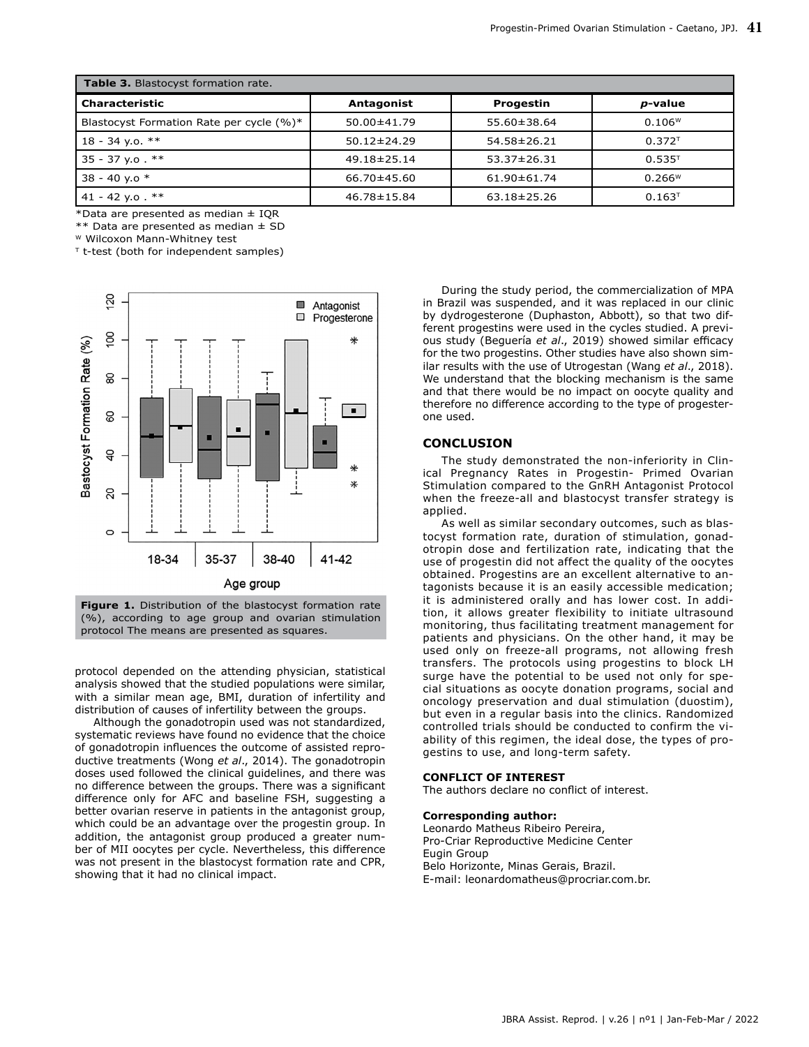**Table 3.** Blastocyst formation rate.

| Characteristic | Antagonist | Progestin | *p*-value |
|---|---|---|---|
| Blastocyst Formation Rate per cycle (%)* | 50.00±41.79 | 55.60±38.64 | 0.106[W] |
| 18 - 34 y.o. ** | 50.12±24.29 | 54.58±26.21 | 0.372[T] |
| 35 - 37 y.o . ** | 49.18±25.14 | 53.37±26.31 | 0.535[T] |
| 38 - 40 y.o * | 66.70±45.60 | 61.90±61.74 | 0.266[W] |
| 41 - 42 y.o . ** | 46.78±15.84 | 63.18±25.26 | 0.163[T] |

*Data are presented as median ± IQR

** Data are presented as median ± SD

[W] Wilcoxon Mann-Whitney test

[T] t-test (both for independent samples)

**Figure 1.** Distribution of the blastocyst formation rate (%), according to age group and ovarian stimulation protocol The means are presented as squares.

protocol depended on the attending physician, statistical analysis showed that the studied populations were similar, with a similar mean age, BMI, duration of infertility and distribution of causes of infertility between the groups.

Although the gonadotropin used was not standardized, systematic reviews have found no evidence that the choice of gonadotropin influences the outcome of assisted reproductive treatments (Wong *et al*., 2014). The gonadotropin doses used followed the clinical guidelines, and there was no difference between the groups. There was a significant difference only for AFC and baseline FSH, suggesting a better ovarian reserve in patients in the antagonist group, which could be an advantage over the progestin group. In addition, the antagonist group produced a greater number of MII oocytes per cycle. Nevertheless, this difference was not present in the blastocyst formation rate and CPR, showing that it had no clinical impact.

During the study period, the commercialization of MPA in Brazil was suspended, and it was replaced in our clinic by dydrogesterone (Duphaston, Abbott), so that two different progestins were used in the cycles studied. A previous study (Beguería *et al*., 2019) showed similar efficacy for the two progestins. Other studies have also shown similar results with the use of Utrogestan (Wang *et al*., 2018). We understand that the blocking mechanism is the same and that there would be no impact on oocyte quality and therefore no difference according to the type of progesterone used.

## CONCLUSION

The study demonstrated the non-inferiority in Clinical Pregnancy Rates in Progestin- Primed Ovarian Stimulation compared to the GnRH Antagonist Protocol when the freeze-all and blastocyst transfer strategy is applied.

As well as similar secondary outcomes, such as blastocyst formation rate, duration of stimulation, gonadotropin dose and fertilization rate, indicating that the use of progestin did not affect the quality of the oocytes obtained. Progestins are an excellent alternative to antagonists because it is an easily accessible medication; it is administered orally and has lower cost. In addition, it allows greater flexibility to initiate ultrasound monitoring, thus facilitating treatment management for patients and physicians. On the other hand, it may be used only on freeze-all programs, not allowing fresh transfers. The protocols using progestins to block LH surge have the potential to be used not only for special situations as oocyte donation programs, social and oncology preservation and dual stimulation (duostim), but even in a regular basis into the clinics. Randomized controlled trials should be conducted to confirm the viability of this regimen, the ideal dose, the types of progestins to use, and long-term safety.

#### CONFLICT OF INTEREST

The authors declare no conflict of interest.

#### Corresponding author:

Leonardo Matheus Ribeiro Pereira,
Pro-Criar Reproductive Medicine Center
Eugin Group
Belo Horizonte, Minas Gerais, Brazil.
E-mail: leonardomatheus@procriar.com.br.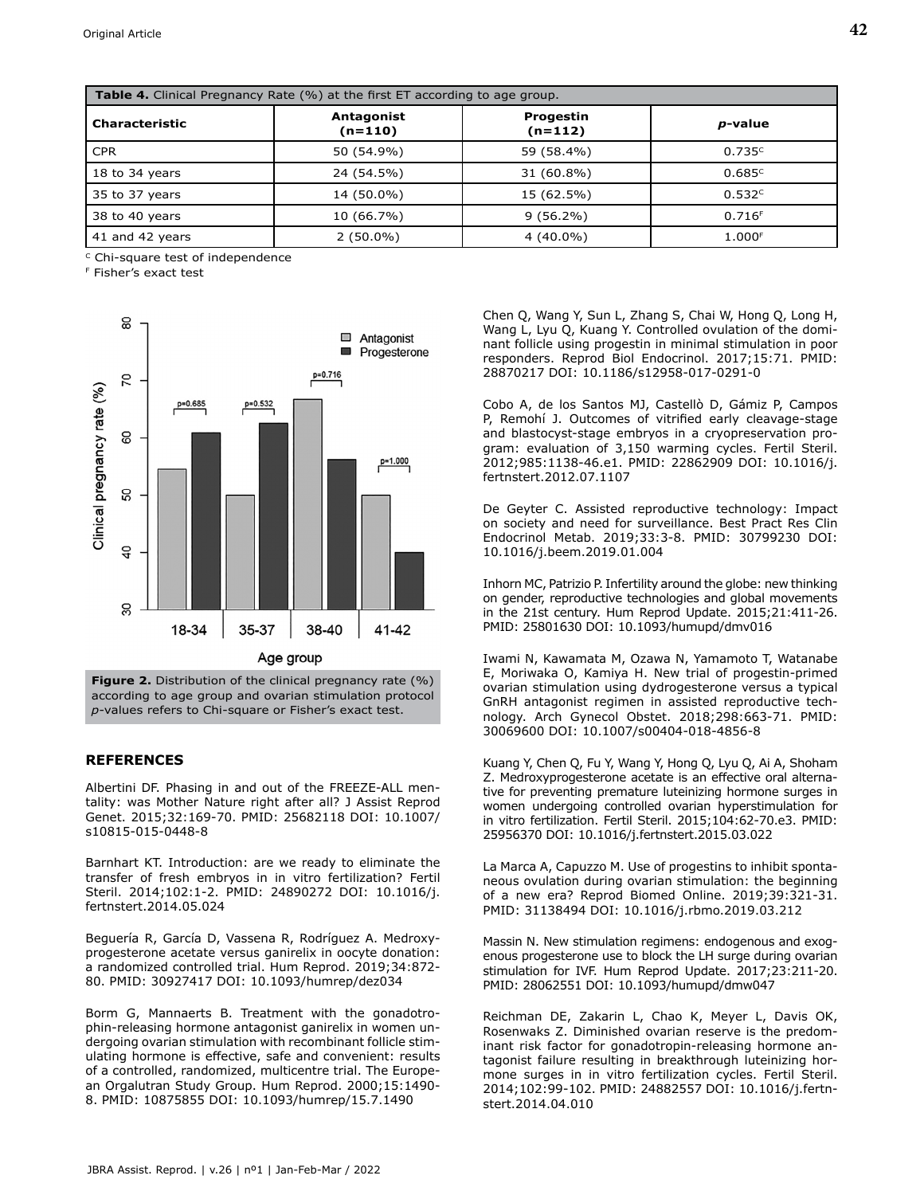**Table 4.** Clinical Pregnancy Rate (%) at the first ET according to age group.

| Characteristic | Antagonist (n=110) | Progestin (n=112) | *p*-value |
|---|---|---|---|
| CPR | 50 (54.9%) | 59 (58.4%) | 0.735[C] |
| 18 to 34 years | 24 (54.5%) | 31 (60.8%) | 0.685[C] |
| 35 to 37 years | 14 (50.0%) | 15 (62.5%) | 0.532[C] |
| 38 to 40 years | 10 (66.7%) | 9 (56.2%) | 0.716[F] |
| 41 and 42 years | 2 (50.0%) | 4 (40.0%) | 1.000[F] |

[C] Chi-square test of independence

[F] Fisher's exact test

**Figure 2.** Distribution of the clinical pregnancy rate (%) according to age group and ovarian stimulation protocol *p*-values refers to Chi-square or Fisher's exact test.

## REFERENCES

Albertini DF. Phasing in and out of the FREEZE-ALL mentality: was Mother Nature right after all? J Assist Reprod Genet. 2015;32:169-70. PMID: 25682118 DOI: 10.1007/s10815-015-0448-8

Barnhart KT. Introduction: are we ready to eliminate the transfer of fresh embryos in in vitro fertilization? Fertil Steril. 2014;102:1-2. PMID: 24890272 DOI: 10.1016/j.fertnstert.2014.05.024

Beguería R, García D, Vassena R, Rodríguez A. Medroxyprogesterone acetate versus ganirelix in oocyte donation: a randomized controlled trial. Hum Reprod. 2019;34:872-80. PMID: 30927417 DOI: 10.1093/humrep/dez034

Borm G, Mannaerts B. Treatment with the gonadotrophin-releasing hormone antagonist ganirelix in women undergoing ovarian stimulation with recombinant follicle stimulating hormone is effective, safe and convenient: results of a controlled, randomized, multicentre trial. The European Orgalutran Study Group. Hum Reprod. 2000;15:1490-8. PMID: 10875855 DOI: 10.1093/humrep/15.7.1490

Chen Q, Wang Y, Sun L, Zhang S, Chai W, Hong Q, Long H, Wang L, Lyu Q, Kuang Y. Controlled ovulation of the dominant follicle using progestin in minimal stimulation in poor responders. Reprod Biol Endocrinol. 2017;15:71. PMID: 28870217 DOI: 10.1186/s12958-017-0291-0

Cobo A, de los Santos MJ, Castellò D, Gámiz P, Campos P, Remohí J. Outcomes of vitrified early cleavage-stage and blastocyst-stage embryos in a cryopreservation program: evaluation of 3,150 warming cycles. Fertil Steril. 2012;985:1138-46.e1. PMID: 22862909 DOI: 10.1016/j.fertnstert.2012.07.1107

De Geyter C. Assisted reproductive technology: Impact on society and need for surveillance. Best Pract Res Clin Endocrinol Metab. 2019;33:3-8. PMID: 30799230 DOI: 10.1016/j.beem.2019.01.004

Inhorn MC, Patrizio P. Infertility around the globe: new thinking on gender, reproductive technologies and global movements in the 21st century. Hum Reprod Update. 2015;21:411-26. PMID: 25801630 DOI: 10.1093/humupd/dmv016

Iwami N, Kawamata M, Ozawa N, Yamamoto T, Watanabe E, Moriwaka O, Kamiya H. New trial of progestin-primed ovarian stimulation using dydrogesterone versus a typical GnRH antagonist regimen in assisted reproductive technology. Arch Gynecol Obstet. 2018;298:663-71. PMID: 30069600 DOI: 10.1007/s00404-018-4856-8

Kuang Y, Chen Q, Fu Y, Wang Y, Hong Q, Lyu Q, Ai A, Shoham Z. Medroxyprogesterone acetate is an effective oral alternative for preventing premature luteinizing hormone surges in women undergoing controlled ovarian hyperstimulation for in vitro fertilization. Fertil Steril. 2015;104:62-70.e3. PMID: 25956370 DOI: 10.1016/j.fertnstert.2015.03.022

La Marca A, Capuzzo M. Use of progestins to inhibit spontaneous ovulation during ovarian stimulation: the beginning of a new era? Reprod Biomed Online. 2019;39:321-31. PMID: 31138494 DOI: 10.1016/j.rbmo.2019.03.212

Massin N. New stimulation regimens: endogenous and exogenous progesterone use to block the LH surge during ovarian stimulation for IVF. Hum Reprod Update. 2017;23:211-20. PMID: 28062551 DOI: 10.1093/humupd/dmw047

Reichman DE, Zakarin L, Chao K, Meyer L, Davis OK, Rosenwaks Z. Diminished ovarian reserve is the predominant risk factor for gonadotropin-releasing hormone antagonist failure resulting in breakthrough luteinizing hormone surges in in vitro fertilization cycles. Fertil Steril. 2014;102:99-102. PMID: 24882557 DOI: 10.1016/j.fertnstert.2014.04.010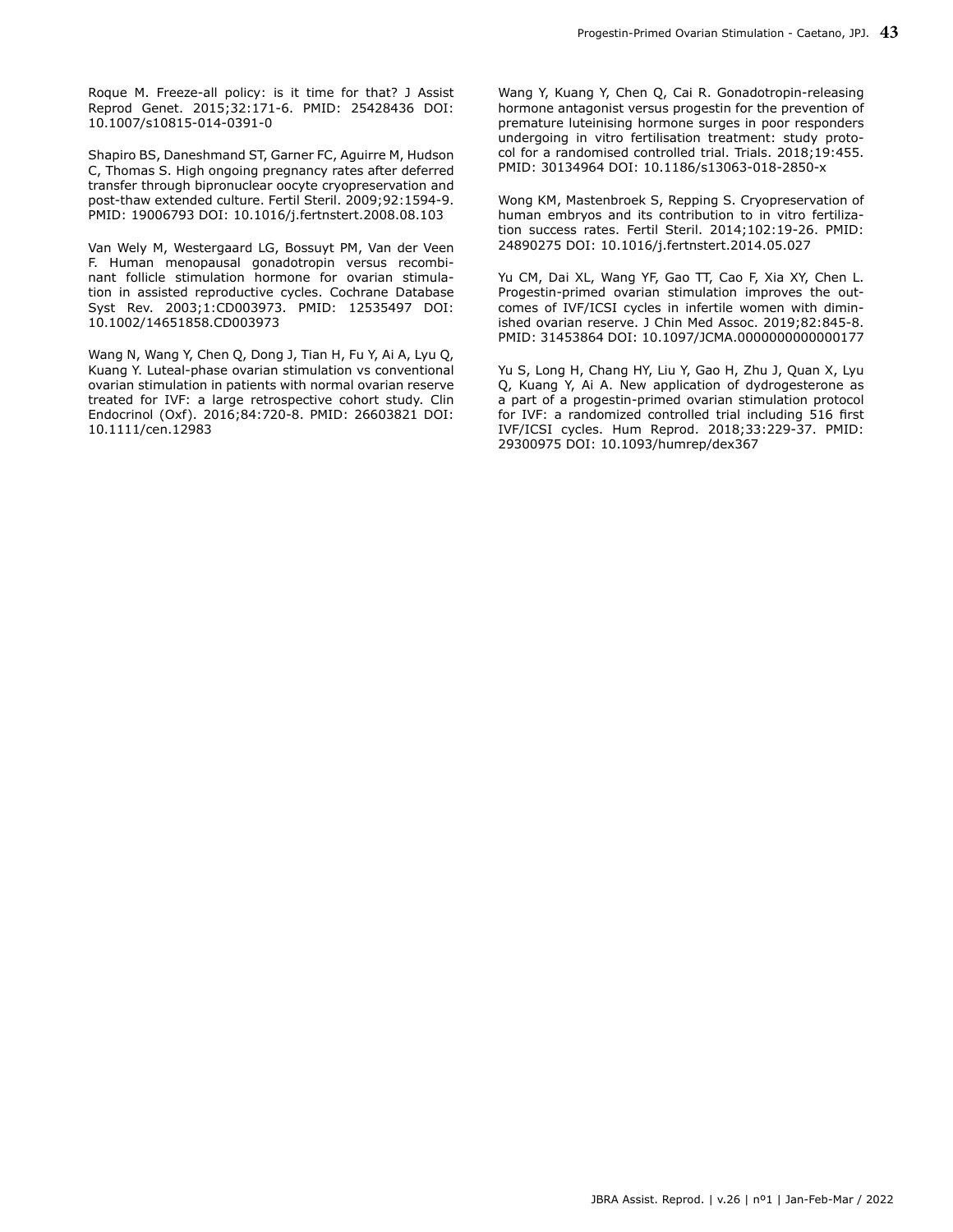Roque M. Freeze-all policy: is it time for that? J Assist Reprod Genet. 2015;32:171-6. PMID: 25428436 DOI: 10.1007/s10815-014-0391-0

Shapiro BS, Daneshmand ST, Garner FC, Aguirre M, Hudson C, Thomas S. High ongoing pregnancy rates after deferred transfer through bipronuclear oocyte cryopreservation and post-thaw extended culture. Fertil Steril. 2009;92:1594-9. PMID: 19006793 DOI: 10.1016/j.fertnstert.2008.08.103

Van Wely M, Westergaard LG, Bossuyt PM, Van der Veen F. Human menopausal gonadotropin versus recombinant follicle stimulation hormone for ovarian stimulation in assisted reproductive cycles. Cochrane Database Syst Rev. 2003;1:CD003973. PMID: 12535497 DOI: 10.1002/14651858.CD003973

Wang N, Wang Y, Chen Q, Dong J, Tian H, Fu Y, Ai A, Lyu Q, Kuang Y. Luteal-phase ovarian stimulation vs conventional ovarian stimulation in patients with normal ovarian reserve treated for IVF: a large retrospective cohort study. Clin Endocrinol (Oxf). 2016;84:720-8. PMID: 26603821 DOI: 10.1111/cen.12983

Wang Y, Kuang Y, Chen Q, Cai R. Gonadotropin-releasing hormone antagonist versus progestin for the prevention of premature luteinising hormone surges in poor responders undergoing in vitro fertilisation treatment: study protocol for a randomised controlled trial. Trials. 2018;19:455. PMID: 30134964 DOI: 10.1186/s13063-018-2850-x

Wong KM, Mastenbroek S, Repping S. Cryopreservation of human embryos and its contribution to in vitro fertilization success rates. Fertil Steril. 2014;102:19-26. PMID: 24890275 DOI: 10.1016/j.fertnstert.2014.05.027

Yu CM, Dai XL, Wang YF, Gao TT, Cao F, Xia XY, Chen L. Progestin-primed ovarian stimulation improves the outcomes of IVF/ICSI cycles in infertile women with diminished ovarian reserve. J Chin Med Assoc. 2019;82:845-8. PMID: 31453864 DOI: 10.1097/JCMA.0000000000000177

Yu S, Long H, Chang HY, Liu Y, Gao H, Zhu J, Quan X, Lyu Q, Kuang Y, Ai A. New application of dydrogesterone as a part of a progestin-primed ovarian stimulation protocol for IVF: a randomized controlled trial including 516 first IVF/ICSI cycles. Hum Reprod. 2018;33:229-37. PMID: 29300975 DOI: 10.1093/humrep/dex367